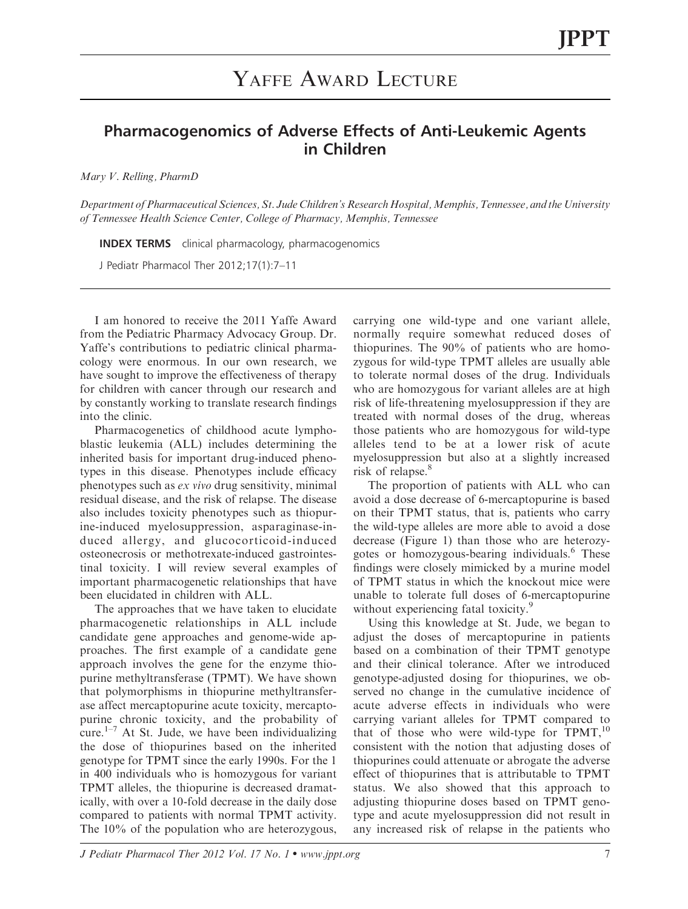# Yaffe Award Lecture

## Pharmacogenomics of Adverse Effects of Anti-Leukemic Agents in Children

*Mary V. Relling, PharmD*

*Department of Pharmaceutical Sciences, St. Jude Children's Research Hospital, Memphis, Tennessee, and the University of Tennessee Health Science Center, College of Pharmacy, Memphis, Tennessee*

**INDEX TERMS** clinical pharmacology, pharmacogenomics

J Pediatr Pharmacol Ther 2012;17(1):7–11

I am honored to receive the 2011 Yaffe Award from the Pediatric Pharmacy Advocacy Group. Dr. Yaffe's contributions to pediatric clinical pharmacology were enormous. In our own research, we have sought to improve the effectiveness of therapy for children with cancer through our research and by constantly working to translate research findings into the clinic.

Pharmacogenetics of childhood acute lymphoblastic leukemia (ALL) includes determining the inherited basis for important drug-induced phenotypes in this disease. Phenotypes include efficacy phenotypes such as *ex vivo* drug sensitivity, minimal residual disease, and the risk of relapse. The disease also includes toxicity phenotypes such as thiopurine-induced myelosuppression, asparaginase-induced allergy, and glucocorticoid-induced osteonecrosis or methotrexate-induced gastrointestinal toxicity. I will review several examples of important pharmacogenetic relationships that have been elucidated in children with ALL.

The approaches that we have taken to elucidate pharmacogenetic relationships in ALL include candidate gene approaches and genome-wide approaches. The first example of a candidate gene approach involves the gene for the enzyme thiopurine methyltransferase (TPMT). We have shown that polymorphisms in thiopurine methyltransferase affect mercaptopurine acute toxicity, mercaptopurine chronic toxicity, and the probability of cure.[1–7] At St. Jude, we have been individualizing the dose of thiopurines based on the inherited genotype for TPMT since the early 1990s. For the 1 in 400 individuals who is homozygous for variant TPMT alleles, the thiopurine is decreased dramatically, with over a 10-fold decrease in the daily dose compared to patients with normal TPMT activity. The 10% of the population who are heterozygous, carrying one wild-type and one variant allele, normally require somewhat reduced doses of thiopurines. The 90% of patients who are homozygous for wild-type TPMT alleles are usually able to tolerate normal doses of the drug. Individuals who are homozygous for variant alleles are at high risk of life-threatening myelosuppression if they are treated with normal doses of the drug, whereas those patients who are homozygous for wild-type alleles tend to be at a lower risk of acute myelosuppression but also at a slightly increased risk of relapse.[8]

The proportion of patients with ALL who can avoid a dose decrease of 6-mercaptopurine is based on their TPMT status, that is, patients who carry the wild-type alleles are more able to avoid a dose decrease (Figure 1) than those who are heterozygotes or homozygous-bearing individuals.[6] These findings were closely mimicked by a murine model of TPMT status in which the knockout mice were unable to tolerate full doses of 6-mercaptopurine without experiencing fatal toxicity.[9]

Using this knowledge at St. Jude, we began to adjust the doses of mercaptopurine in patients based on a combination of their TPMT genotype and their clinical tolerance. After we introduced genotype-adjusted dosing for thiopurines, we observed no change in the cumulative incidence of acute adverse effects in individuals who were carrying variant alleles for TPMT compared to that of those who were wild-type for TPMT,[10] consistent with the notion that adjusting doses of thiopurines could attenuate or abrogate the adverse effect of thiopurines that is attributable to TPMT status. We also showed that this approach to adjusting thiopurine doses based on TPMT genotype and acute myelosuppression did not result in any increased risk of relapse in the patients who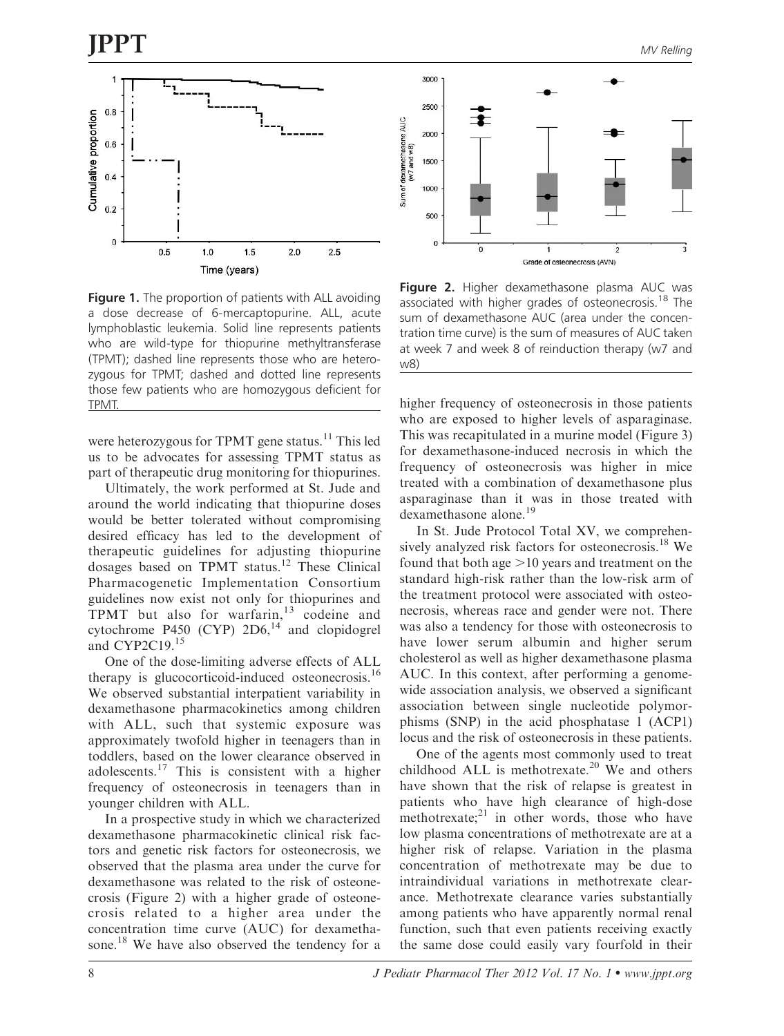Figure 1. The proportion of patients with ALL avoiding a dose decrease of 6-mercaptopurine. ALL, acute lymphoblastic leukemia. Solid line represents patients who are wild-type for thiopurine methyltransferase (TPMT); dashed line represents those who are heterozygous for TPMT; dashed and dotted line represents those few patients who are homozygous deficient for TPMT.

were heterozygous for TPMT gene status.[11] This led us to be advocates for assessing TPMT status as part of therapeutic drug monitoring for thiopurines.

Ultimately, the work performed at St. Jude and around the world indicating that thiopurine doses would be better tolerated without compromising desired efficacy has led to the development of therapeutic guidelines for adjusting thiopurine dosages based on TPMT status.[12] These Clinical Pharmacogenetic Implementation Consortium guidelines now exist not only for thiopurines and TPMT but also for warfarin,[13] codeine and cytochrome P450 (CYP) 2D6,[14] and clopidogrel and CYP2C19.[15]

One of the dose-limiting adverse effects of ALL therapy is glucocorticoid-induced osteonecrosis.[16] We observed substantial interpatient variability in dexamethasone pharmacokinetics among children with ALL, such that systemic exposure was approximately twofold higher in teenagers than in toddlers, based on the lower clearance observed in adolescents.[17] This is consistent with a higher frequency of osteonecrosis in teenagers than in younger children with ALL.

In a prospective study in which we characterized dexamethasone pharmacokinetic clinical risk factors and genetic risk factors for osteonecrosis, we observed that the plasma area under the curve for dexamethasone was related to the risk of osteonecrosis (Figure 2) with a higher grade of osteonecrosis related to a higher area under the concentration time curve (AUC) for dexamethasone.[18] We have also observed the tendency for a

Figure 2. Higher dexamethasone plasma AUC was associated with higher grades of osteonecrosis.[18] The sum of dexamethasone AUC (area under the concentration time curve) is the sum of measures of AUC taken at week 7 and week 8 of reinduction therapy (w7 and w8)

higher frequency of osteonecrosis in those patients who are exposed to higher levels of asparaginase. This was recapitulated in a murine model (Figure 3) for dexamethasone-induced necrosis in which the frequency of osteonecrosis was higher in mice treated with a combination of dexamethasone plus asparaginase than it was in those treated with dexamethasone alone.[19]

In St. Jude Protocol Total XV, we comprehensively analyzed risk factors for osteonecrosis.[18] We found that both age >10 years and treatment on the standard high-risk rather than the low-risk arm of the treatment protocol were associated with osteonecrosis, whereas race and gender were not. There was also a tendency for those with osteonecrosis to have lower serum albumin and higher serum cholesterol as well as higher dexamethasone plasma AUC. In this context, after performing a genome-wide association analysis, we observed a significant association between single nucleotide polymorphisms (SNP) in the acid phosphatase 1 (ACP1) locus and the risk of osteonecrosis in these patients.

One of the agents most commonly used to treat childhood ALL is methotrexate.[20] We and others have shown that the risk of relapse is greatest in patients who have high clearance of high-dose methotrexate;[21] in other words, those who have low plasma concentrations of methotrexate are at a higher risk of relapse. Variation in the plasma concentration of methotrexate may be due to intraindividual variations in methotrexate clearance. Methotrexate clearance varies substantially among patients who have apparently normal renal function, such that even patients receiving exactly the same dose could easily vary fourfold in their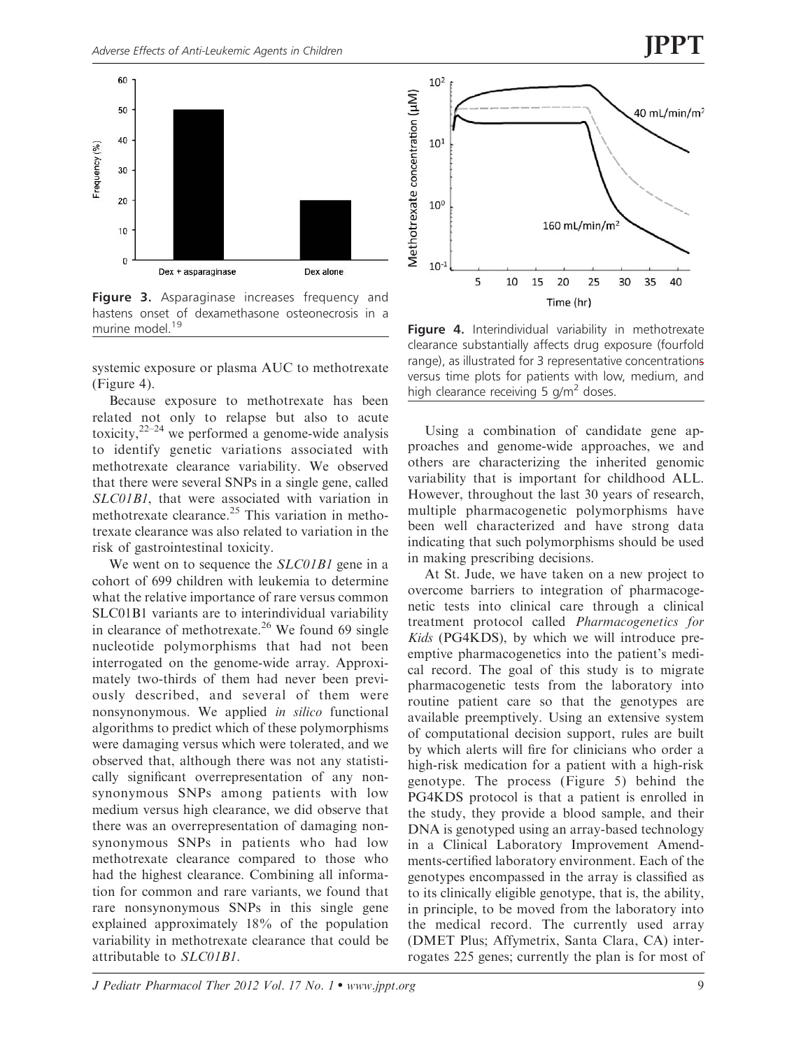Figure 3. Asparaginase increases frequency and hastens onset of dexamethasone osteonecrosis in a murine model.[19]

systemic exposure or plasma AUC to methotrexate (Figure 4).

Because exposure to methotrexate has been related not only to relapse but also to acute toxicity,[22–24] we performed a genome-wide analysis to identify genetic variations associated with methotrexate clearance variability. We observed that there were several SNPs in a single gene, called *SLC01B1*, that were associated with variation in methotrexate clearance.[25] This variation in methotrexate clearance was also related to variation in the risk of gastrointestinal toxicity.

We went on to sequence the *SLC01B1* gene in a cohort of 699 children with leukemia to determine what the relative importance of rare versus common SLC01B1 variants are to interindividual variability in clearance of methotrexate.[26] We found 69 single nucleotide polymorphisms that had not been interrogated on the genome-wide array. Approximately two-thirds of them had never been previously described, and several of them were nonsynonymous. We applied *in silico* functional algorithms to predict which of these polymorphisms were damaging versus which were tolerated, and we observed that, although there was not any statistically significant overrepresentation of any nonsynonymous SNPs among patients with low medium versus high clearance, we did observe that there was an overrepresentation of damaging nonsynonymous SNPs in patients who had low methotrexate clearance compared to those who had the highest clearance. Combining all information for common and rare variants, we found that rare nonsynonymous SNPs in this single gene explained approximately 18% of the population variability in methotrexate clearance that could be attributable to *SLC01B1*.

Figure 4. Interindividual variability in methotrexate clearance substantially affects drug exposure (fourfold range), as illustrated for 3 representative concentrations versus time plots for patients with low, medium, and high clearance receiving 5 g/m$^2$ doses.

Using a combination of candidate gene approaches and genome-wide approaches, we and others are characterizing the inherited genomic variability that is important for childhood ALL. However, throughout the last 30 years of research, multiple pharmacogenetic polymorphisms have been well characterized and have strong data indicating that such polymorphisms should be used in making prescribing decisions.

At St. Jude, we have taken on a new project to overcome barriers to integration of pharmacogenetic tests into clinical care through a clinical treatment protocol called *Pharmacogenetics for Kids* (PG4KDS), by which we will introduce preemptive pharmacogenetics into the patient's medical record. The goal of this study is to migrate pharmacogenetic tests from the laboratory into routine patient care so that the genotypes are available preemptively. Using an extensive system of computational decision support, rules are built by which alerts will fire for clinicians who order a high-risk medication for a patient with a high-risk genotype. The process (Figure 5) behind the PG4KDS protocol is that a patient is enrolled in the study, they provide a blood sample, and their DNA is genotyped using an array-based technology in a Clinical Laboratory Improvement Amendments-certified laboratory environment. Each of the genotypes encompassed in the array is classified as to its clinically eligible genotype, that is, the ability, in principle, to be moved from the laboratory into the medical record. The currently used array (DMET Plus; Affymetrix, Santa Clara, CA) interrogates 225 genes; currently the plan is for most of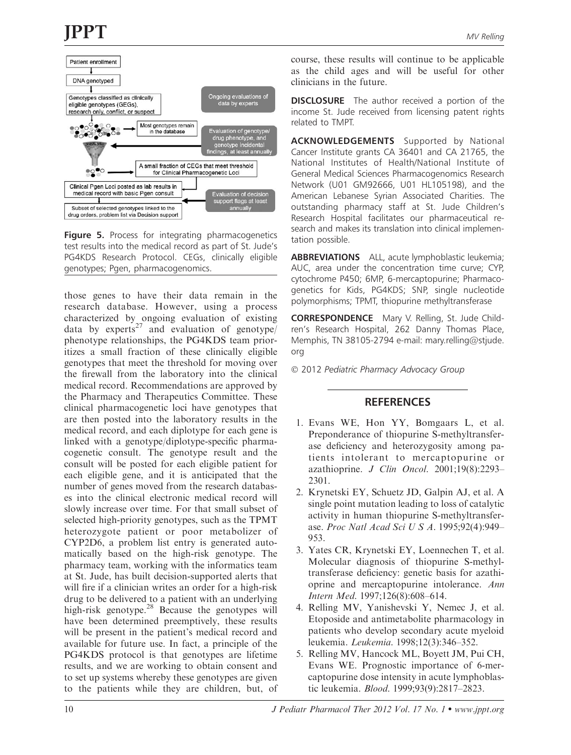Figure 5. Process for integrating pharmacogenetics test results into the medical record as part of St. Jude's PG4KDS Research Protocol. CEGs, clinically eligible genotypes; Pgen, pharmacogenomics.

those genes to have their data remain in the research database. However, using a process characterized by ongoing evaluation of existing data by experts[27] and evaluation of genotype/phenotype relationships, the PG4KDS team prioritizes a small fraction of these clinically eligible genotypes that meet the threshold for moving over the firewall from the laboratory into the clinical medical record. Recommendations are approved by the Pharmacy and Therapeutics Committee. These clinical pharmacogenetic loci have genotypes that are then posted into the laboratory results in the medical record, and each diplotype for each gene is linked with a genotype/diplotype-specific pharmacogenetic consult. The genotype result and the consult will be posted for each eligible patient for each eligible gene, and it is anticipated that the number of genes moved from the research databases into the clinical electronic medical record will slowly increase over time. For that small subset of selected high-priority genotypes, such as the TPMT heterozygote patient or poor metabolizer of CYP2D6, a problem list entry is generated automatically based on the high-risk genotype. The pharmacy team, working with the informatics team at St. Jude, has built decision-supported alerts that will fire if a clinician writes an order for a high-risk drug to be delivered to a patient with an underlying high-risk genotype.[28] Because the genotypes will have been determined preemptively, these results will be present in the patient's medical record and available for future use. In fact, a principle of the PG4KDS protocol is that genotypes are lifetime results, and we are working to obtain consent and to set up systems whereby these genotypes are given to the patients while they are children, but, of course, these results will continue to be applicable as the child ages and will be useful for other clinicians in the future.

**DISCLOSURE** The author received a portion of the income St. Jude received from licensing patent rights related to TPMT.

**ACKNOWLEDGEMENTS** Supported by National Cancer Institute grants CA 36401 and CA 21765, the National Institutes of Health/National Institute of General Medical Sciences Pharmacogenomics Research Network (U01 GM92666, U01 HL105198), and the American Lebanese Syrian Associated Charities. The outstanding pharmacy staff at St. Jude Children's Research Hospital facilitates our pharmaceutical research and makes its translation into clinical implementation possible.

**ABBREVIATIONS** ALL, acute lymphoblastic leukemia; AUC, area under the concentration time curve; CYP, cytochrome P450; 6MP, 6-mercaptopurine; Pharmacogenetics for Kids, PG4KDS; SNP, single nucleotide polymorphisms; TPMT, thiopurine methyltransferase

**CORRESPONDENCE** Mary V. Relling, St. Jude Children's Research Hospital, 262 Danny Thomas Place, Memphis, TN 38105-2794 e-mail: mary.relling@stjude.org

© 2012 *Pediatric Pharmacy Advocacy Group*

## REFERENCES

1. Evans WE, Hon YY, Bomgaars L, et al. Preponderance of thiopurine S-methyltransferase deficiency and heterozygosity among patients intolerant to mercaptopurine or azathioprine. *J Clin Oncol*. 2001;19(8):2293–2301.
2. Krynetski EY, Schuetz JD, Galpin AJ, et al. A single point mutation leading to loss of catalytic activity in human thiopurine S-methyltransferase. *Proc Natl Acad Sci U S A*. 1995;92(4):949–953.
3. Yates CR, Krynetski EY, Loennechen T, et al. Molecular diagnosis of thiopurine S-methyltransferase deficiency: genetic basis for azathioprine and mercaptopurine intolerance. *Ann Intern Med*. 1997;126(8):608–614.
4. Relling MV, Yanishevski Y, Nemec J, et al. Etoposide and antimetabolite pharmacology in patients who develop secondary acute myeloid leukemia. *Leukemia*. 1998;12(3):346–352.
5. Relling MV, Hancock ML, Boyett JM, Pui CH, Evans WE. Prognostic importance of 6-mercaptopurine dose intensity in acute lymphoblastic leukemia. *Blood*. 1999;93(9):2817–2823.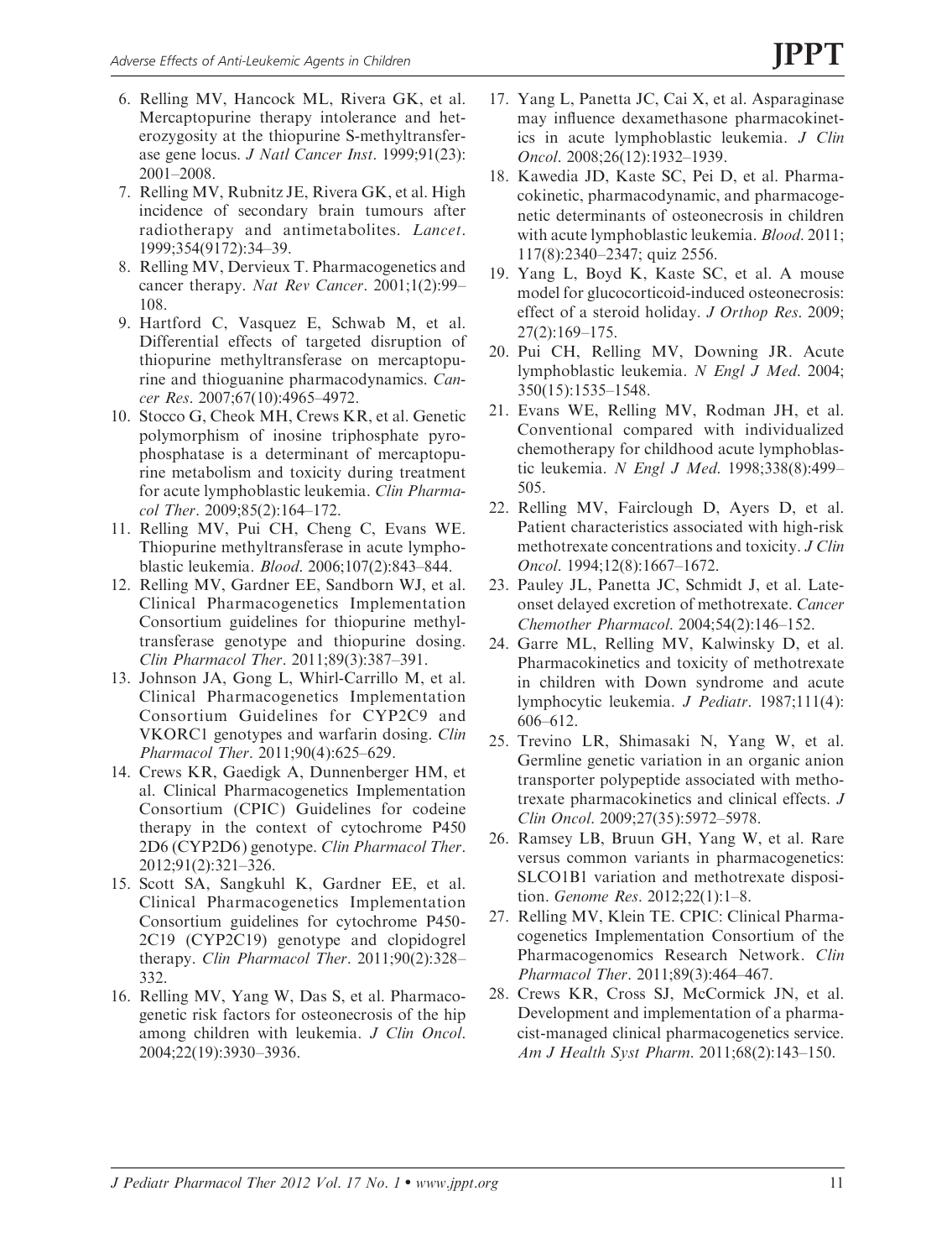6. Relling MV, Hancock ML, Rivera GK, et al. Mercaptopurine therapy intolerance and heterozygosity at the thiopurine S-methyltransferase gene locus. *J Natl Cancer Inst*. 1999;91(23): 2001–2008.
7. Relling MV, Rubnitz JE, Rivera GK, et al. High incidence of secondary brain tumours after radiotherapy and antimetabolites. *Lancet*. 1999;354(9172):34–39.
8. Relling MV, Dervieux T. Pharmacogenetics and cancer therapy. *Nat Rev Cancer*. 2001;1(2):99–108.
9. Hartford C, Vasquez E, Schwab M, et al. Differential effects of targeted disruption of thiopurine methyltransferase on mercaptopurine and thioguanine pharmacodynamics. *Cancer Res*. 2007;67(10):4965–4972.
10. Stocco G, Cheok MH, Crews KR, et al. Genetic polymorphism of inosine triphosphate pyrophosphatase is a determinant of mercaptopurine metabolism and toxicity during treatment for acute lymphoblastic leukemia. *Clin Pharmacol Ther*. 2009;85(2):164–172.
11. Relling MV, Pui CH, Cheng C, Evans WE. Thiopurine methyltransferase in acute lymphoblastic leukemia. *Blood*. 2006;107(2):843–844.
12. Relling MV, Gardner EE, Sandborn WJ, et al. Clinical Pharmacogenetics Implementation Consortium guidelines for thiopurine methyltransferase genotype and thiopurine dosing. *Clin Pharmacol Ther*. 2011;89(3):387–391.
13. Johnson JA, Gong L, Whirl-Carrillo M, et al. Clinical Pharmacogenetics Implementation Consortium Guidelines for CYP2C9 and VKORC1 genotypes and warfarin dosing. *Clin Pharmacol Ther*. 2011;90(4):625–629.
14. Crews KR, Gaedigk A, Dunnenberger HM, et al. Clinical Pharmacogenetics Implementation Consortium (CPIC) Guidelines for codeine therapy in the context of cytochrome P450 2D6 (CYP2D6) genotype. *Clin Pharmacol Ther*. 2012;91(2):321–326.
15. Scott SA, Sangkuhl K, Gardner EE, et al. Clinical Pharmacogenetics Implementation Consortium guidelines for cytochrome P450-2C19 (CYP2C19) genotype and clopidogrel therapy. *Clin Pharmacol Ther*. 2011;90(2):328–332.
16. Relling MV, Yang W, Das S, et al. Pharmacogenetic risk factors for osteonecrosis of the hip among children with leukemia. *J Clin Oncol*. 2004;22(19):3930–3936.
17. Yang L, Panetta JC, Cai X, et al. Asparaginase may influence dexamethasone pharmacokinetics in acute lymphoblastic leukemia. *J Clin Oncol*. 2008;26(12):1932–1939.
18. Kawedia JD, Kaste SC, Pei D, et al. Pharmacokinetic, pharmacodynamic, and pharmacogenetic determinants of osteonecrosis in children with acute lymphoblastic leukemia. *Blood*. 2011; 117(8):2340–2347; quiz 2556.
19. Yang L, Boyd K, Kaste SC, et al. A mouse model for glucocorticoid-induced osteonecrosis: effect of a steroid holiday. *J Orthop Res*. 2009; 27(2):169–175.
20. Pui CH, Relling MV, Downing JR. Acute lymphoblastic leukemia. *N Engl J Med*. 2004; 350(15):1535–1548.
21. Evans WE, Relling MV, Rodman JH, et al. Conventional compared with individualized chemotherapy for childhood acute lymphoblastic leukemia. *N Engl J Med*. 1998;338(8):499–505.
22. Relling MV, Fairclough D, Ayers D, et al. Patient characteristics associated with high-risk methotrexate concentrations and toxicity. *J Clin Oncol*. 1994;12(8):1667–1672.
23. Pauley JL, Panetta JC, Schmidt J, et al. Late-onset delayed excretion of methotrexate. *Cancer Chemother Pharmacol*. 2004;54(2):146–152.
24. Garre ML, Relling MV, Kalwinsky D, et al. Pharmacokinetics and toxicity of methotrexate in children with Down syndrome and acute lymphocytic leukemia. *J Pediatr*. 1987;111(4): 606–612.
25. Trevino LR, Shimasaki N, Yang W, et al. Germline genetic variation in an organic anion transporter polypeptide associated with methotrexate pharmacokinetics and clinical effects. *J Clin Oncol*. 2009;27(35):5972–5978.
26. Ramsey LB, Bruun GH, Yang W, et al. Rare versus common variants in pharmacogenetics: SLCO1B1 variation and methotrexate disposition. *Genome Res*. 2012;22(1):1–8.
27. Relling MV, Klein TE. CPIC: Clinical Pharmacogenetics Implementation Consortium of the Pharmacogenomics Research Network. *Clin Pharmacol Ther*. 2011;89(3):464–467.
28. Crews KR, Cross SJ, McCormick JN, et al. Development and implementation of a pharmacist-managed clinical pharmacogenetics service. *Am J Health Syst Pharm*. 2011;68(2):143–150.